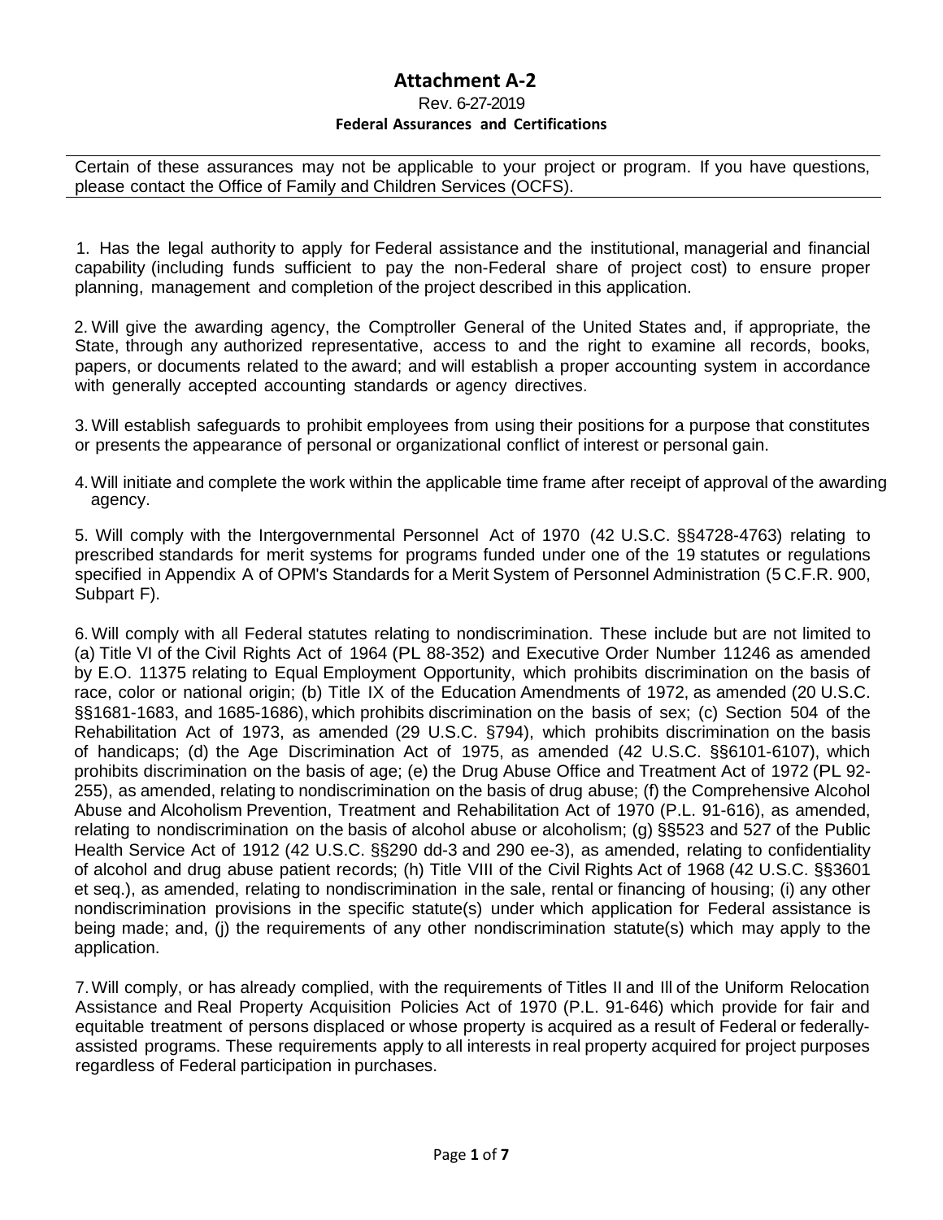# Attachment A-2

Rev. 6-27-2019

**Federal Assurances and Certifications**

Certain of these assurances may not be applicable to your project or program. If you have questions, please contact the Office of Family and Children Services (OCFS).

1. Has the legal authority to apply for Federal assistance and the institutional, managerial and financial capability (including funds sufficient to pay the non-Federal share of project cost) to ensure proper planning, management and completion of the project described in this application.

2. Will give the awarding agency, the Comptroller General of the United States and, if appropriate, the State, through any authorized representative, access to and the right to examine all records, books, papers, or documents related to the award; and will establish a proper accounting system in accordance with generally accepted accounting standards or agency directives.

3. Will establish safeguards to prohibit employees from using their positions for a purpose that constitutes or presents the appearance of personal or organizational conflict of interest or personal gain.

4. Will initiate and complete the work within the applicable time frame after receipt of approval of the awarding agency.

5. Will comply with the Intergovernmental Personnel Act of 1970 (42 U.S.C. §§4728-4763) relating to prescribed standards for merit systems for programs funded under one of the 19 statutes or regulations specified in Appendix A of OPM's Standards for a Merit System of Personnel Administration (5 C.F.R. 900, Subpart F).

6. Will comply with all Federal statutes relating to nondiscrimination. These include but are not limited to (a) Title VI of the Civil Rights Act of 1964 (PL 88-352) and Executive Order Number 11246 as amended by E.O. 11375 relating to Equal Employment Opportunity, which prohibits discrimination on the basis of race, color or national origin; (b) Title IX of the Education Amendments of 1972, as amended (20 U.S.C. §§1681-1683, and 1685-1686), which prohibits discrimination on the basis of sex; (c) Section 504 of the Rehabilitation Act of 1973, as amended (29 U.S.C. §794), which prohibits discrimination on the basis of handicaps; (d) the Age Discrimination Act of 1975, as amended (42 U.S.C. §§6101-6107), which prohibits discrimination on the basis of age; (e) the Drug Abuse Office and Treatment Act of 1972 (PL 92-255), as amended, relating to nondiscrimination on the basis of drug abuse; (f) the Comprehensive Alcohol Abuse and Alcoholism Prevention, Treatment and Rehabilitation Act of 1970 (P.L. 91-616), as amended, relating to nondiscrimination on the basis of alcohol abuse or alcoholism; (g) §§523 and 527 of the Public Health Service Act of 1912 (42 U.S.C. §§290 dd-3 and 290 ee-3), as amended, relating to confidentiality of alcohol and drug abuse patient records; (h) Title VIII of the Civil Rights Act of 1968 (42 U.S.C. §§3601 et seq.), as amended, relating to nondiscrimination in the sale, rental or financing of housing; (i) any other nondiscrimination provisions in the specific statute(s) under which application for Federal assistance is being made; and, (j) the requirements of any other nondiscrimination statute(s) which may apply to the application.

7. Will comply, or has already complied, with the requirements of Titles II and Ill of the Uniform Relocation Assistance and Real Property Acquisition Policies Act of 1970 (P.L. 91-646) which provide for fair and equitable treatment of persons displaced or whose property is acquired as a result of Federal or federally-assisted programs. These requirements apply to all interests in real property acquired for project purposes regardless of Federal participation in purchases.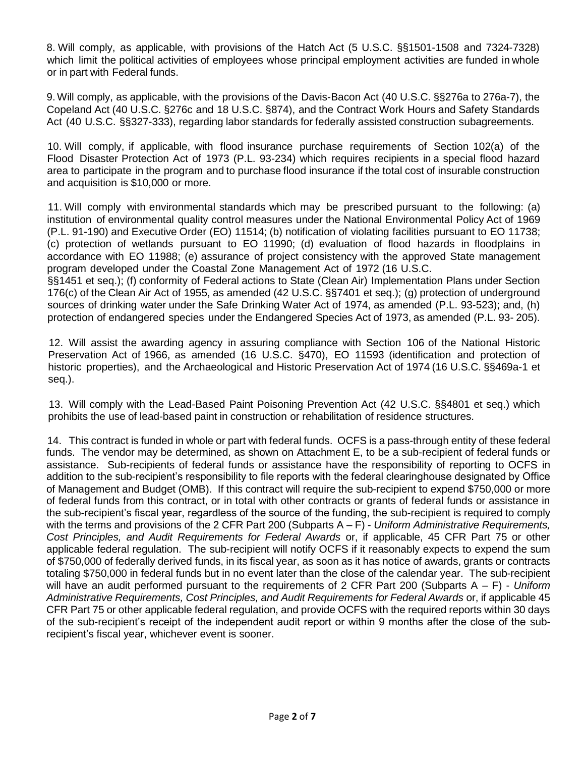8. Will comply, as applicable, with provisions of the Hatch Act (5 U.S.C. §§1501-1508 and 7324-7328) which limit the political activities of employees whose principal employment activities are funded in whole or in part with Federal funds.

9. Will comply, as applicable, with the provisions of the Davis-Bacon Act (40 U.S.C. §§276a to 276a-7), the Copeland Act (40 U.S.C. §276c and 18 U.S.C. §874), and the Contract Work Hours and Safety Standards Act (40 U.S.C. §§327-333), regarding labor standards for federally assisted construction subagreements.

10. Will comply, if applicable, with flood insurance purchase requirements of Section 102(a) of the Flood Disaster Protection Act of 1973 (P.L. 93-234) which requires recipients in a special flood hazard area to participate in the program and to purchase flood insurance if the total cost of insurable construction and acquisition is $10,000 or more.

11. Will comply with environmental standards which may be prescribed pursuant to the following: (a) institution of environmental quality control measures under the National Environmental Policy Act of 1969 (P.L. 91-190) and Executive Order (EO) 11514; (b) notification of violating facilities pursuant to EO 11738; (c) protection of wetlands pursuant to EO 11990; (d) evaluation of flood hazards in floodplains in accordance with EO 11988; (e) assurance of project consistency with the approved State management program developed under the Coastal Zone Management Act of 1972 (16 U.S.C. §§1451 et seq.); (f) conformity of Federal actions to State (Clean Air) Implementation Plans under Section 176(c) of the Clean Air Act of 1955, as amended (42 U.S.C. §§7401 et seq.); (g) protection of underground sources of drinking water under the Safe Drinking Water Act of 1974, as amended (P.L. 93-523); and, (h) protection of endangered species under the Endangered Species Act of 1973, as amended (P.L. 93- 205).

12. Will assist the awarding agency in assuring compliance with Section 106 of the National Historic Preservation Act of 1966, as amended (16 U.S.C. §470), EO 11593 (identification and protection of historic properties), and the Archaeological and Historic Preservation Act of 1974 (16 U.S.C. §§469a-1 et seq.).

13. Will comply with the Lead-Based Paint Poisoning Prevention Act (42 U.S.C. §§4801 et seq.) which prohibits the use of lead-based paint in construction or rehabilitation of residence structures.

14. This contract is funded in whole or part with federal funds. OCFS is a pass-through entity of these federal funds. The vendor may be determined, as shown on Attachment E, to be a sub-recipient of federal funds or assistance. Sub-recipients of federal funds or assistance have the responsibility of reporting to OCFS in addition to the sub-recipient's responsibility to file reports with the federal clearinghouse designated by Office of Management and Budget (OMB). If this contract will require the sub-recipient to expend $750,000 or more of federal funds from this contract, or in total with other contracts or grants of federal funds or assistance in the sub-recipient's fiscal year, regardless of the source of the funding, the sub-recipient is required to comply with the terms and provisions of the 2 CFR Part 200 (Subparts A – F) - *Uniform Administrative Requirements, Cost Principles, and Audit Requirements for Federal Awards* or, if applicable, 45 CFR Part 75 or other applicable federal regulation. The sub-recipient will notify OCFS if it reasonably expects to expend the sum of $750,000 of federally derived funds, in its fiscal year, as soon as it has notice of awards, grants or contracts totaling $750,000 in federal funds but in no event later than the close of the calendar year. The sub-recipient will have an audit performed pursuant to the requirements of 2 CFR Part 200 (Subparts A – F) - *Uniform Administrative Requirements, Cost Principles, and Audit Requirements for Federal Awards* or, if applicable 45 CFR Part 75 or other applicable federal regulation, and provide OCFS with the required reports within 30 days of the sub-recipient's receipt of the independent audit report or within 9 months after the close of the sub-recipient's fiscal year, whichever event is sooner.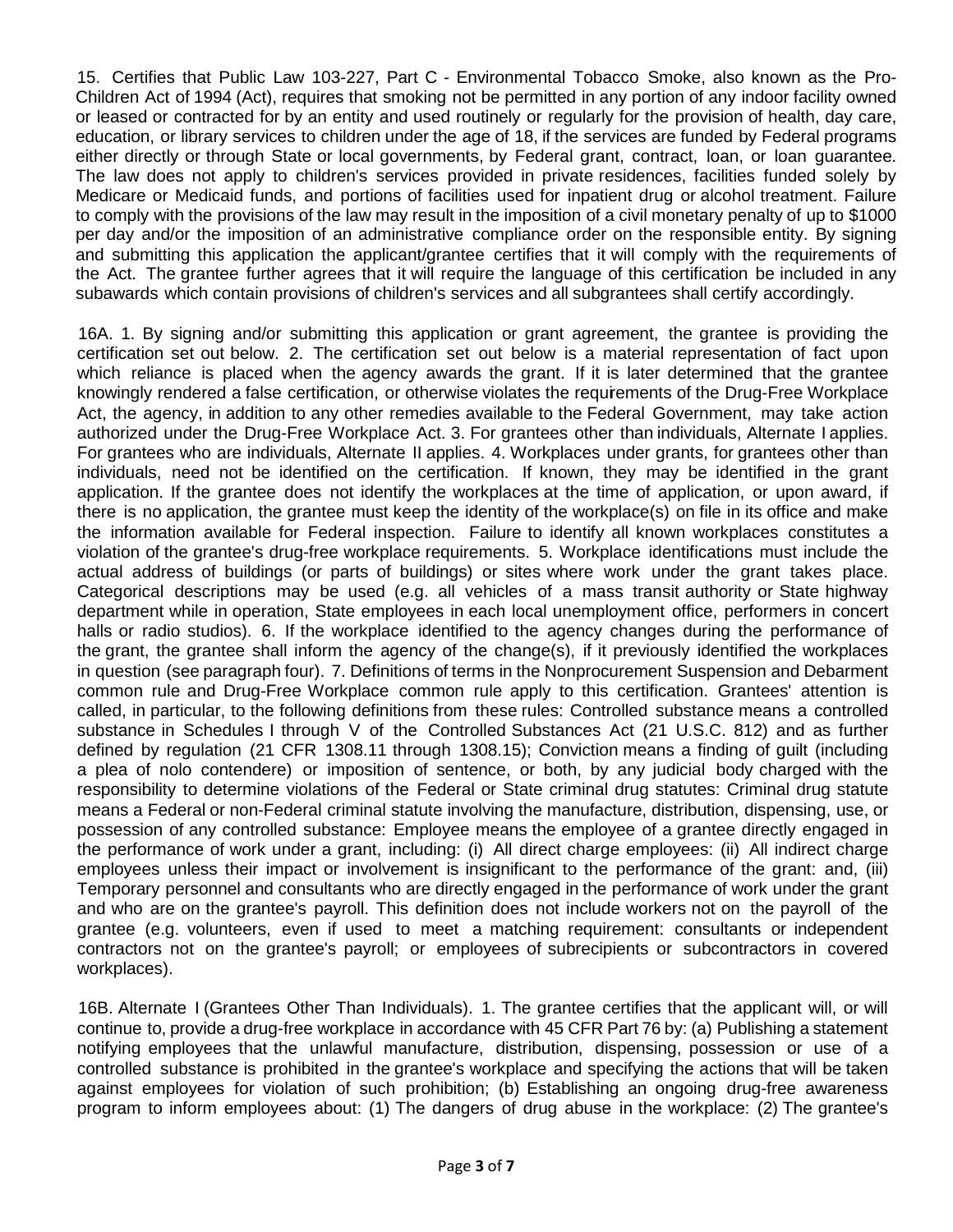15. Certifies that Public Law 103-227, Part C - Environmental Tobacco Smoke, also known as the Pro-Children Act of 1994 (Act), requires that smoking not be permitted in any portion of any indoor facility owned or leased or contracted for by an entity and used routinely or regularly for the provision of health, day care, education, or library services to children under the age of 18, if the services are funded by Federal programs either directly or through State or local governments, by Federal grant, contract, loan, or loan guarantee. The law does not apply to children's services provided in private residences, facilities funded solely by Medicare or Medicaid funds, and portions of facilities used for inpatient drug or alcohol treatment. Failure to comply with the provisions of the law may result in the imposition of a civil monetary penalty of up to $1000 per day and/or the imposition of an administrative compliance order on the responsible entity. By signing and submitting this application the applicant/grantee certifies that it will comply with the requirements of the Act. The grantee further agrees that it will require the language of this certification be included in any subawards which contain provisions of children's services and all subgrantees shall certify accordingly.

16A. 1. By signing and/or submitting this application or grant agreement, the grantee is providing the certification set out below. 2. The certification set out below is a material representation of fact upon which reliance is placed when the agency awards the grant. If it is later determined that the grantee knowingly rendered a false certification, or otherwise violates the requirements of the Drug-Free Workplace Act, the agency, in addition to any other remedies available to the Federal Government, may take action authorized under the Drug-Free Workplace Act. 3. For grantees other than individuals, Alternate I applies. For grantees who are individuals, Alternate II applies. 4. Workplaces under grants, for grantees other than individuals, need not be identified on the certification. If known, they may be identified in the grant application. If the grantee does not identify the workplaces at the time of application, or upon award, if there is no application, the grantee must keep the identity of the workplace(s) on file in its office and make the information available for Federal inspection. Failure to identify all known workplaces constitutes a violation of the grantee's drug-free workplace requirements. 5. Workplace identifications must include the actual address of buildings (or parts of buildings) or sites where work under the grant takes place. Categorical descriptions may be used (e.g. all vehicles of a mass transit authority or State highway department while in operation, State employees in each local unemployment office, performers in concert halls or radio studios). 6. If the workplace identified to the agency changes during the performance of the grant, the grantee shall inform the agency of the change(s), if it previously identified the workplaces in question (see paragraph four). 7. Definitions of terms in the Nonprocurement Suspension and Debarment common rule and Drug-Free Workplace common rule apply to this certification. Grantees' attention is called, in particular, to the following definitions from these rules: Controlled substance means a controlled substance in Schedules I through V of the Controlled Substances Act (21 U.S.C. 812) and as further defined by regulation (21 CFR 1308.11 through 1308.15); Conviction means a finding of guilt (including a plea of nolo contendere) or imposition of sentence, or both, by any judicial body charged with the responsibility to determine violations of the Federal or State criminal drug statutes: Criminal drug statute means a Federal or non-Federal criminal statute involving the manufacture, distribution, dispensing, use, or possession of any controlled substance: Employee means the employee of a grantee directly engaged in the performance of work under a grant, including: (i) All direct charge employees: (ii) All indirect charge employees unless their impact or involvement is insignificant to the performance of the grant: and, (iii) Temporary personnel and consultants who are directly engaged in the performance of work under the grant and who are on the grantee's payroll. This definition does not include workers not on the payroll of the grantee (e.g. volunteers, even if used to meet a matching requirement: consultants or independent contractors not on the grantee's payroll; or employees of subrecipients or subcontractors in covered workplaces).

16B. Alternate I (Grantees Other Than Individuals). 1. The grantee certifies that the applicant will, or will continue to, provide a drug-free workplace in accordance with 45 CFR Part 76 by: (a) Publishing a statement notifying employees that the unlawful manufacture, distribution, dispensing, possession or use of a controlled substance is prohibited in the grantee's workplace and specifying the actions that will be taken against employees for violation of such prohibition; (b) Establishing an ongoing drug-free awareness program to inform employees about: (1) The dangers of drug abuse in the workplace: (2) The grantee's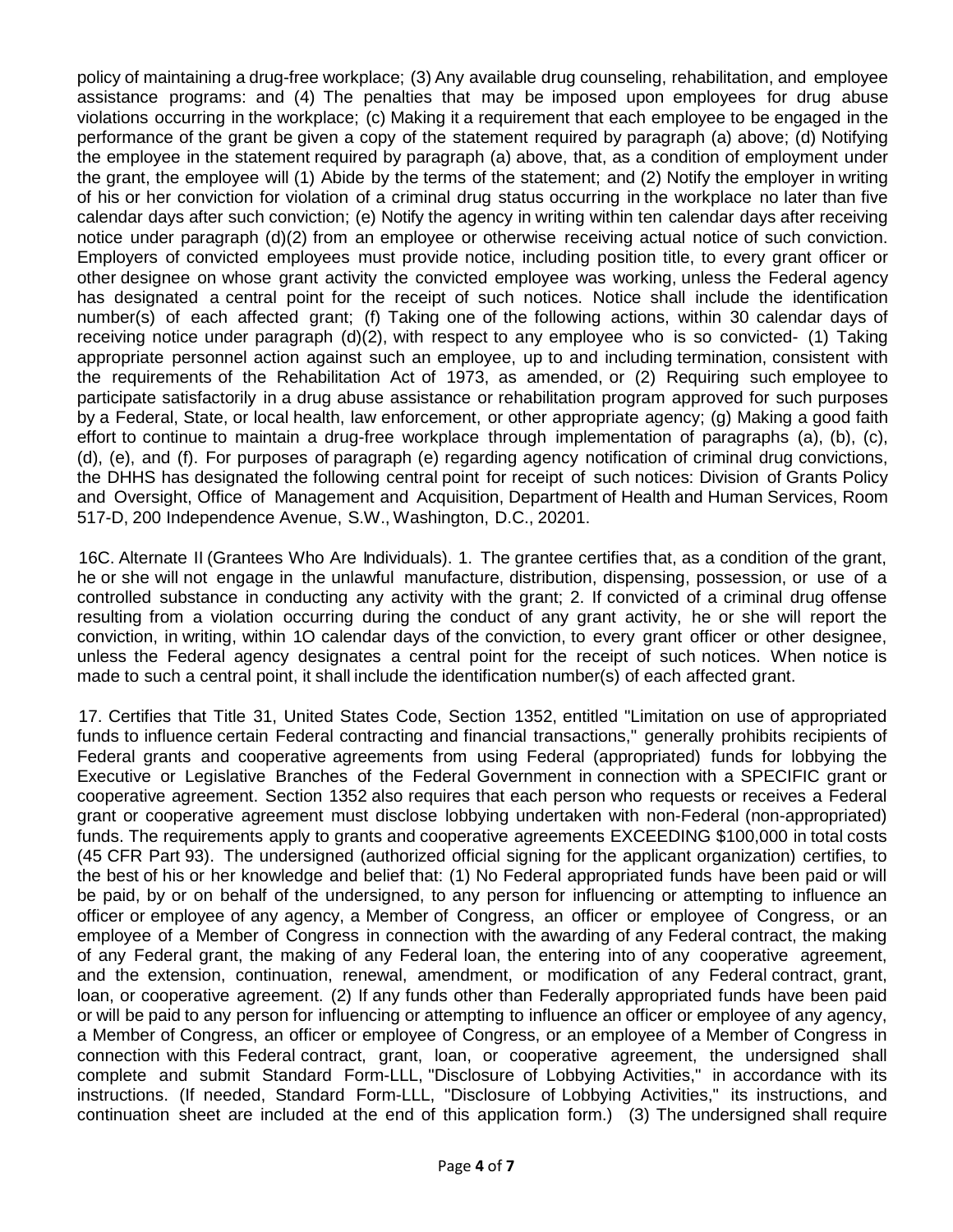policy of maintaining a drug-free workplace; (3) Any available drug counseling, rehabilitation, and employee assistance programs: and (4) The penalties that may be imposed upon employees for drug abuse violations occurring in the workplace; (c) Making it a requirement that each employee to be engaged in the performance of the grant be given a copy of the statement required by paragraph (a) above; (d) Notifying the employee in the statement required by paragraph (a) above, that, as a condition of employment under the grant, the employee will (1) Abide by the terms of the statement; and (2) Notify the employer in writing of his or her conviction for violation of a criminal drug status occurring in the workplace no later than five calendar days after such conviction; (e) Notify the agency in writing within ten calendar days after receiving notice under paragraph (d)(2) from an employee or otherwise receiving actual notice of such conviction. Employers of convicted employees must provide notice, including position title, to every grant officer or other designee on whose grant activity the convicted employee was working, unless the Federal agency has designated a central point for the receipt of such notices. Notice shall include the identification number(s) of each affected grant; (f) Taking one of the following actions, within 30 calendar days of receiving notice under paragraph (d)(2), with respect to any employee who is so convicted- (1) Taking appropriate personnel action against such an employee, up to and including termination, consistent with the requirements of the Rehabilitation Act of 1973, as amended, or (2) Requiring such employee to participate satisfactorily in a drug abuse assistance or rehabilitation program approved for such purposes by a Federal, State, or local health, law enforcement, or other appropriate agency; (g) Making a good faith effort to continue to maintain a drug-free workplace through implementation of paragraphs (a), (b), (c), (d), (e), and (f). For purposes of paragraph (e) regarding agency notification of criminal drug convictions, the DHHS has designated the following central point for receipt of such notices: Division of Grants Policy and Oversight, Office of Management and Acquisition, Department of Health and Human Services, Room 517-D, 200 Independence Avenue, S.W., Washington, D.C., 20201.

16C. Alternate II (Grantees Who Are Individuals). 1. The grantee certifies that, as a condition of the grant, he or she will not engage in the unlawful manufacture, distribution, dispensing, possession, or use of a controlled substance in conducting any activity with the grant; 2. If convicted of a criminal drug offense resulting from a violation occurring during the conduct of any grant activity, he or she will report the conviction, in writing, within 1O calendar days of the conviction, to every grant officer or other designee, unless the Federal agency designates a central point for the receipt of such notices. When notice is made to such a central point, it shall include the identification number(s) of each affected grant.

17. Certifies that Title 31, United States Code, Section 1352, entitled "Limitation on use of appropriated funds to influence certain Federal contracting and financial transactions," generally prohibits recipients of Federal grants and cooperative agreements from using Federal (appropriated) funds for lobbying the Executive or Legislative Branches of the Federal Government in connection with a SPECIFIC grant or cooperative agreement. Section 1352 also requires that each person who requests or receives a Federal grant or cooperative agreement must disclose lobbying undertaken with non-Federal (non-appropriated) funds. The requirements apply to grants and cooperative agreements EXCEEDING $100,000 in total costs (45 CFR Part 93). The undersigned (authorized official signing for the applicant organization) certifies, to the best of his or her knowledge and belief that: (1) No Federal appropriated funds have been paid or will be paid, by or on behalf of the undersigned, to any person for influencing or attempting to influence an officer or employee of any agency, a Member of Congress, an officer or employee of Congress, or an employee of a Member of Congress in connection with the awarding of any Federal contract, the making of any Federal grant, the making of any Federal loan, the entering into of any cooperative agreement, and the extension, continuation, renewal, amendment, or modification of any Federal contract, grant, loan, or cooperative agreement. (2) If any funds other than Federally appropriated funds have been paid or will be paid to any person for influencing or attempting to influence an officer or employee of any agency, a Member of Congress, an officer or employee of Congress, or an employee of a Member of Congress in connection with this Federal contract, grant, loan, or cooperative agreement, the undersigned shall complete and submit Standard Form-LLL, "Disclosure of Lobbying Activities," in accordance with its instructions. (If needed, Standard Form-LLL, "Disclosure of Lobbying Activities," its instructions, and continuation sheet are included at the end of this application form.) (3) The undersigned shall require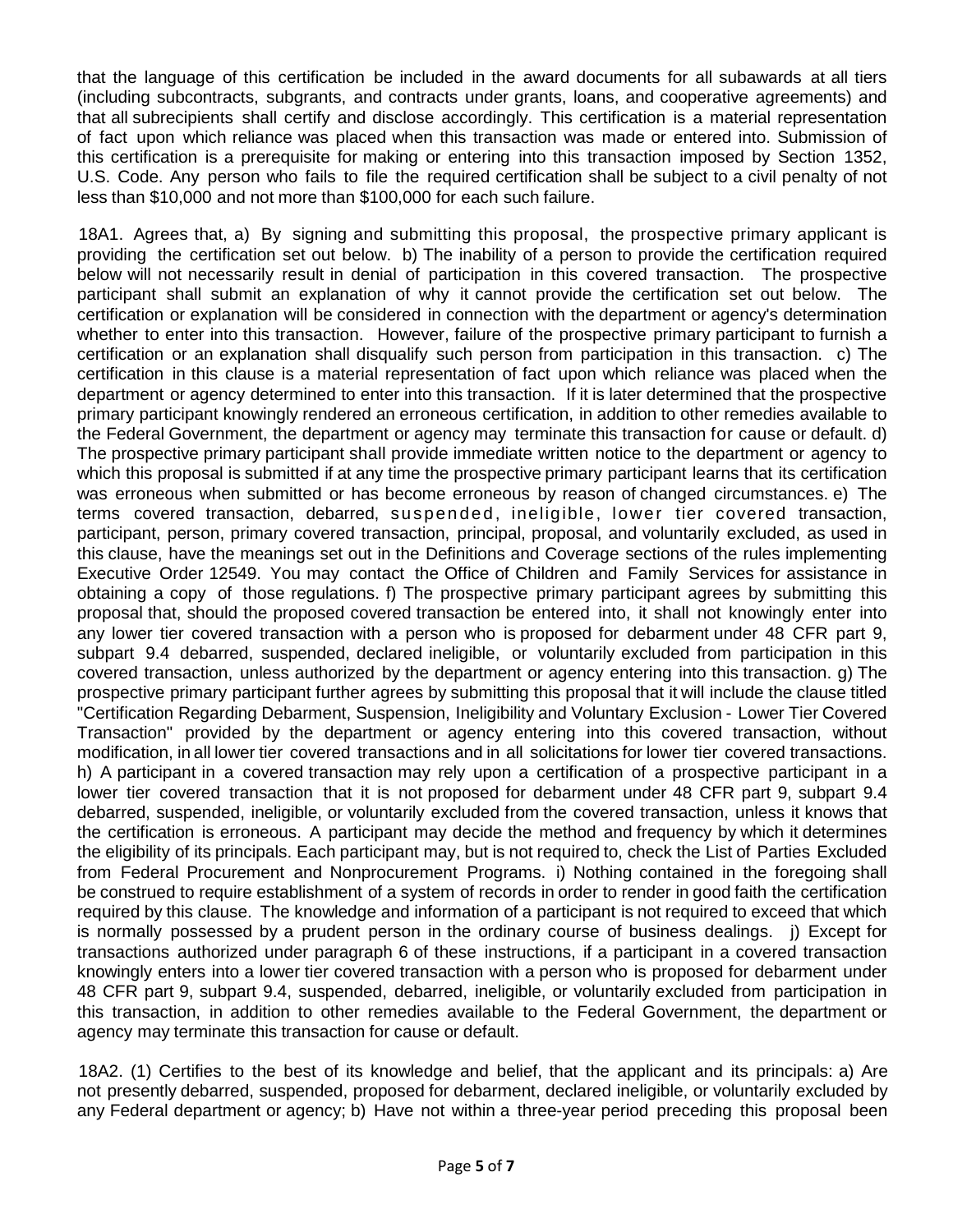that the language of this certification be included in the award documents for all subawards at all tiers (including subcontracts, subgrants, and contracts under grants, loans, and cooperative agreements) and that all subrecipients shall certify and disclose accordingly. This certification is a material representation of fact upon which reliance was placed when this transaction was made or entered into. Submission of this certification is a prerequisite for making or entering into this transaction imposed by Section 1352, U.S. Code. Any person who fails to file the required certification shall be subject to a civil penalty of not less than $10,000 and not more than $100,000 for each such failure.

18A1. Agrees that, a) By signing and submitting this proposal, the prospective primary applicant is providing the certification set out below. b) The inability of a person to provide the certification required below will not necessarily result in denial of participation in this covered transaction. The prospective participant shall submit an explanation of why it cannot provide the certification set out below. The certification or explanation will be considered in connection with the department or agency's determination whether to enter into this transaction. However, failure of the prospective primary participant to furnish a certification or an explanation shall disqualify such person from participation in this transaction. c) The certification in this clause is a material representation of fact upon which reliance was placed when the department or agency determined to enter into this transaction. If it is later determined that the prospective primary participant knowingly rendered an erroneous certification, in addition to other remedies available to the Federal Government, the department or agency may terminate this transaction for cause or default. d) The prospective primary participant shall provide immediate written notice to the department or agency to which this proposal is submitted if at any time the prospective primary participant learns that its certification was erroneous when submitted or has become erroneous by reason of changed circumstances. e) The terms covered transaction, debarred, suspended, ineligible, lower tier covered transaction, participant, person, primary covered transaction, principal, proposal, and voluntarily excluded, as used in this clause, have the meanings set out in the Definitions and Coverage sections of the rules implementing Executive Order 12549. You may contact the Office of Children and Family Services for assistance in obtaining a copy of those regulations. f) The prospective primary participant agrees by submitting this proposal that, should the proposed covered transaction be entered into, it shall not knowingly enter into any lower tier covered transaction with a person who is proposed for debarment under 48 CFR part 9, subpart 9.4 debarred, suspended, declared ineligible, or voluntarily excluded from participation in this covered transaction, unless authorized by the department or agency entering into this transaction. g) The prospective primary participant further agrees by submitting this proposal that it will include the clause titled "Certification Regarding Debarment, Suspension, Ineligibility and Voluntary Exclusion - Lower Tier Covered Transaction" provided by the department or agency entering into this covered transaction, without modification, in all lower tier covered transactions and in all solicitations for lower tier covered transactions. h) A participant in a covered transaction may rely upon a certification of a prospective participant in a lower tier covered transaction that it is not proposed for debarment under 48 CFR part 9, subpart 9.4 debarred, suspended, ineligible, or voluntarily excluded from the covered transaction, unless it knows that the certification is erroneous. A participant may decide the method and frequency by which it determines the eligibility of its principals. Each participant may, but is not required to, check the List of Parties Excluded from Federal Procurement and Nonprocurement Programs. i) Nothing contained in the foregoing shall be construed to require establishment of a system of records in order to render in good faith the certification required by this clause. The knowledge and information of a participant is not required to exceed that which is normally possessed by a prudent person in the ordinary course of business dealings. j) Except for transactions authorized under paragraph 6 of these instructions, if a participant in a covered transaction knowingly enters into a lower tier covered transaction with a person who is proposed for debarment under 48 CFR part 9, subpart 9.4, suspended, debarred, ineligible, or voluntarily excluded from participation in this transaction, in addition to other remedies available to the Federal Government, the department or agency may terminate this transaction for cause or default.

18A2. (1) Certifies to the best of its knowledge and belief, that the applicant and its principals: a) Are not presently debarred, suspended, proposed for debarment, declared ineligible, or voluntarily excluded by any Federal department or agency; b) Have not within a three-year period preceding this proposal been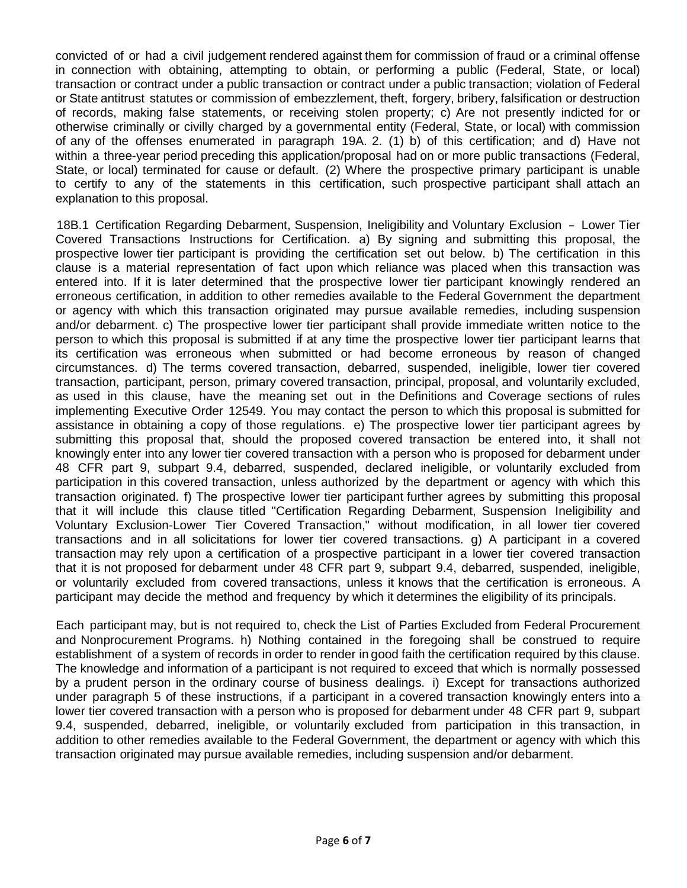convicted of or had a civil judgement rendered against them for commission of fraud or a criminal offense in connection with obtaining, attempting to obtain, or performing a public (Federal, State, or local) transaction or contract under a public transaction or contract under a public transaction; violation of Federal or State antitrust statutes or commission of embezzlement, theft, forgery, bribery, falsification or destruction of records, making false statements, or receiving stolen property; c) Are not presently indicted for or otherwise criminally or civilly charged by a governmental entity (Federal, State, or local) with commission of any of the offenses enumerated in paragraph 19A. 2. (1) b) of this certification; and d) Have not within a three-year period preceding this application/proposal had on or more public transactions (Federal, State, or local) terminated for cause or default. (2) Where the prospective primary participant is unable to certify to any of the statements in this certification, such prospective participant shall attach an explanation to this proposal.

18B.1 Certification Regarding Debarment, Suspension, Ineligibility and Voluntary Exclusion – Lower Tier Covered Transactions Instructions for Certification. a) By signing and submitting this proposal, the prospective lower tier participant is providing the certification set out below. b) The certification in this clause is a material representation of fact upon which reliance was placed when this transaction was entered into. If it is later determined that the prospective lower tier participant knowingly rendered an erroneous certification, in addition to other remedies available to the Federal Government the department or agency with which this transaction originated may pursue available remedies, including suspension and/or debarment. c) The prospective lower tier participant shall provide immediate written notice to the person to which this proposal is submitted if at any time the prospective lower tier participant learns that its certification was erroneous when submitted or had become erroneous by reason of changed circumstances. d) The terms covered transaction, debarred, suspended, ineligible, lower tier covered transaction, participant, person, primary covered transaction, principal, proposal, and voluntarily excluded, as used in this clause, have the meaning set out in the Definitions and Coverage sections of rules implementing Executive Order 12549. You may contact the person to which this proposal is submitted for assistance in obtaining a copy of those regulations. e) The prospective lower tier participant agrees by submitting this proposal that, should the proposed covered transaction be entered into, it shall not knowingly enter into any lower tier covered transaction with a person who is proposed for debarment under 48 CFR part 9, subpart 9.4, debarred, suspended, declared ineligible, or voluntarily excluded from participation in this covered transaction, unless authorized by the department or agency with which this transaction originated. f) The prospective lower tier participant further agrees by submitting this proposal that it will include this clause titled "Certification Regarding Debarment, Suspension Ineligibility and Voluntary Exclusion-Lower Tier Covered Transaction," without modification, in all lower tier covered transactions and in all solicitations for lower tier covered transactions. g) A participant in a covered transaction may rely upon a certification of a prospective participant in a lower tier covered transaction that it is not proposed for debarment under 48 CFR part 9, subpart 9.4, debarred, suspended, ineligible, or voluntarily excluded from covered transactions, unless it knows that the certification is erroneous. A participant may decide the method and frequency by which it determines the eligibility of its principals.

Each participant may, but is not required to, check the List of Parties Excluded from Federal Procurement and Nonprocurement Programs. h) Nothing contained in the foregoing shall be construed to require establishment of a system of records in order to render in good faith the certification required by this clause. The knowledge and information of a participant is not required to exceed that which is normally possessed by a prudent person in the ordinary course of business dealings. i) Except for transactions authorized under paragraph 5 of these instructions, if a participant in a covered transaction knowingly enters into a lower tier covered transaction with a person who is proposed for debarment under 48 CFR part 9, subpart 9.4, suspended, debarred, ineligible, or voluntarily excluded from participation in this transaction, in addition to other remedies available to the Federal Government, the department or agency with which this transaction originated may pursue available remedies, including suspension and/or debarment.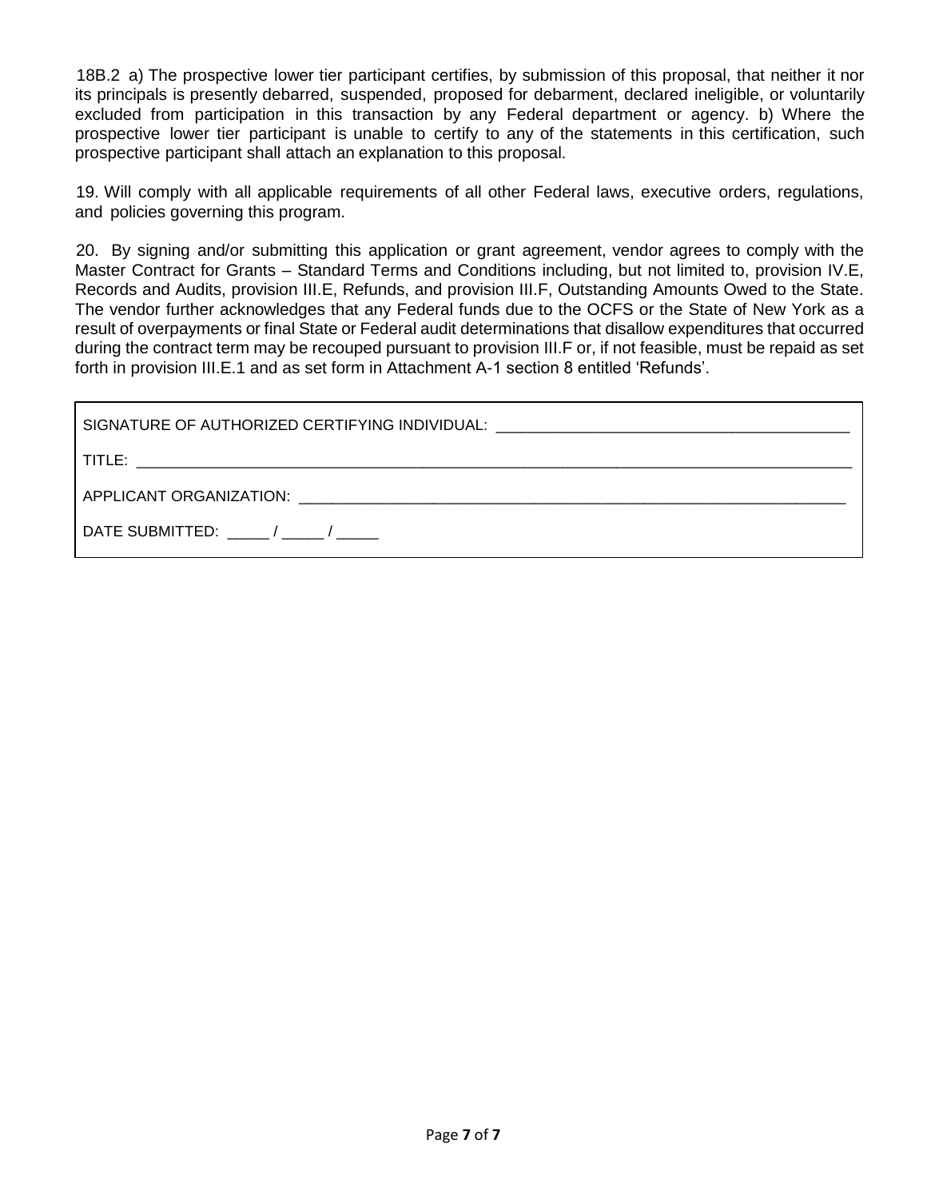18B.2 a) The prospective lower tier participant certifies, by submission of this proposal, that neither it nor its principals is presently debarred, suspended, proposed for debarment, declared ineligible, or voluntarily excluded from participation in this transaction by any Federal department or agency. b) Where the prospective lower tier participant is unable to certify to any of the statements in this certification, such prospective participant shall attach an explanation to this proposal.

19. Will comply with all applicable requirements of all other Federal laws, executive orders, regulations, and policies governing this program.

20. By signing and/or submitting this application or grant agreement, vendor agrees to comply with the Master Contract for Grants – Standard Terms and Conditions including, but not limited to, provision IV.E, Records and Audits, provision III.E, Refunds, and provision III.F, Outstanding Amounts Owed to the State. The vendor further acknowledges that any Federal funds due to the OCFS or the State of New York as a result of overpayments or final State or Federal audit determinations that disallow expenditures that occurred during the contract term may be recouped pursuant to provision III.F or, if not feasible, must be repaid as set forth in provision III.E.1 and as set form in Attachment A-1 section 8 entitled 'Refunds'.

SIGNATURE OF AUTHORIZED CERTIFYING INDIVIDUAL: ____________________________________________

TITLE: ____________________________________________________________________________________________

APPLICANT ORGANIZATION: _______________________________________________________________________

DATE SUBMITTED: _____ / _____ / _____